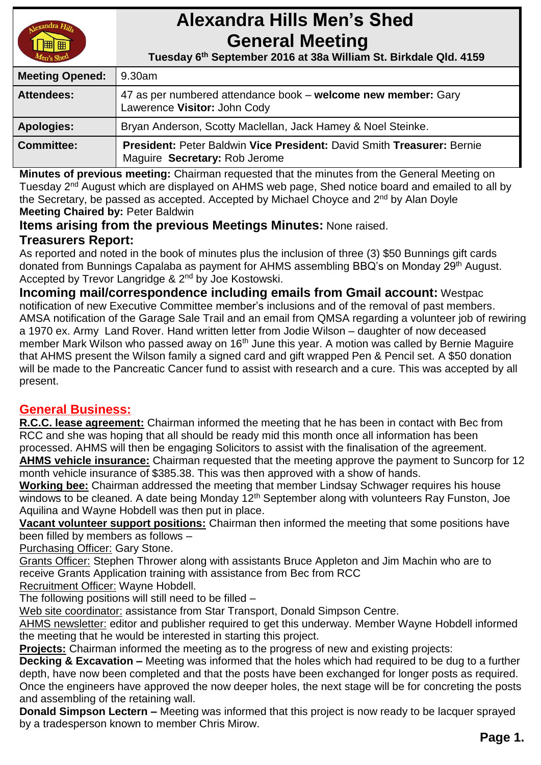# Alexandra Hills Men's Shed General Meeting

**Tuesday 6th September 2016 at 38a William St. Birkdale Qld. 4159**

| | |
|---|---|
| **Meeting Opened:** | 9.30am |
| **Attendees:** | 47 as per numbered attendance book – **welcome new member:** Gary Lawerence **Visitor:** John Cody |
| **Apologies:** | Bryan Anderson, Scotty Maclellan, Jack Hamey & Noel Steinke. |
| **Committee:** | **President:** Peter Baldwin **Vice President:** David Smith **Treasurer:** Bernie Maguire **Secretary:** Rob Jerome |

**Minutes of previous meeting:** Chairman requested that the minutes from the General Meeting on Tuesday 2nd August which are displayed on AHMS web page, Shed notice board and emailed to all by the Secretary, be passed as accepted. Accepted by Michael Choyce and 2nd by Alan Doyle

**Meeting Chaired by:** Peter Baldwin

**Items arising from the previous Meetings Minutes:** None raised.

**Treasurers Report:**

As reported and noted in the book of minutes plus the inclusion of three (3) $50 Bunnings gift cards donated from Bunnings Capalaba as payment for AHMS assembling BBQ's on Monday 29th August. Accepted by Trevor Langridge & 2nd by Joe Kostowski.

**Incoming mail/correspondence including emails from Gmail account:** Westpac notification of new Executive Committee member's inclusions and of the removal of past members. AMSA notification of the Garage Sale Trail and an email from QMSA regarding a volunteer job of rewiring a 1970 ex. Army Land Rover. Hand written letter from Jodie Wilson – daughter of now deceased member Mark Wilson who passed away on 16th June this year. A motion was called by Bernie Maguire that AHMS present the Wilson family a signed card and gift wrapped Pen & Pencil set. A $50 donation will be made to the Pancreatic Cancer fund to assist with research and a cure. This was accepted by all present.

## General Business:

**R.C.C. lease agreement:** Chairman informed the meeting that he has been in contact with Bec from RCC and she was hoping that all should be ready mid this month once all information has been processed. AHMS will then be engaging Solicitors to assist with the finalisation of the agreement.

**AHMS vehicle insurance:** Chairman requested that the meeting approve the payment to Suncorp for 12 month vehicle insurance of $385.38. This was then approved with a show of hands.

**Working bee:** Chairman addressed the meeting that member Lindsay Schwager requires his house windows to be cleaned. A date being Monday 12th September along with volunteers Ray Funston, Joe Aquilina and Wayne Hobdell was then put in place.

**Vacant volunteer support positions:** Chairman then informed the meeting that some positions have been filled by members as follows –

Purchasing Officer: Gary Stone.

Grants Officer: Stephen Thrower along with assistants Bruce Appleton and Jim Machin who are to receive Grants Application training with assistance from Bec from RCC

Recruitment Officer: Wayne Hobdell.

The following positions will still need to be filled –

Web site coordinator: assistance from Star Transport, Donald Simpson Centre.

AHMS newsletter: editor and publisher required to get this underway. Member Wayne Hobdell informed the meeting that he would be interested in starting this project.

**Projects:** Chairman informed the meeting as to the progress of new and existing projects:

**Decking & Excavation –** Meeting was informed that the holes which had required to be dug to a further depth, have now been completed and that the posts have been exchanged for longer posts as required. Once the engineers have approved the now deeper holes, the next stage will be for concreting the posts and assembling of the retaining wall.

**Donald Simpson Lectern –** Meeting was informed that this project is now ready to be lacquer sprayed by a tradesperson known to member Chris Mirow.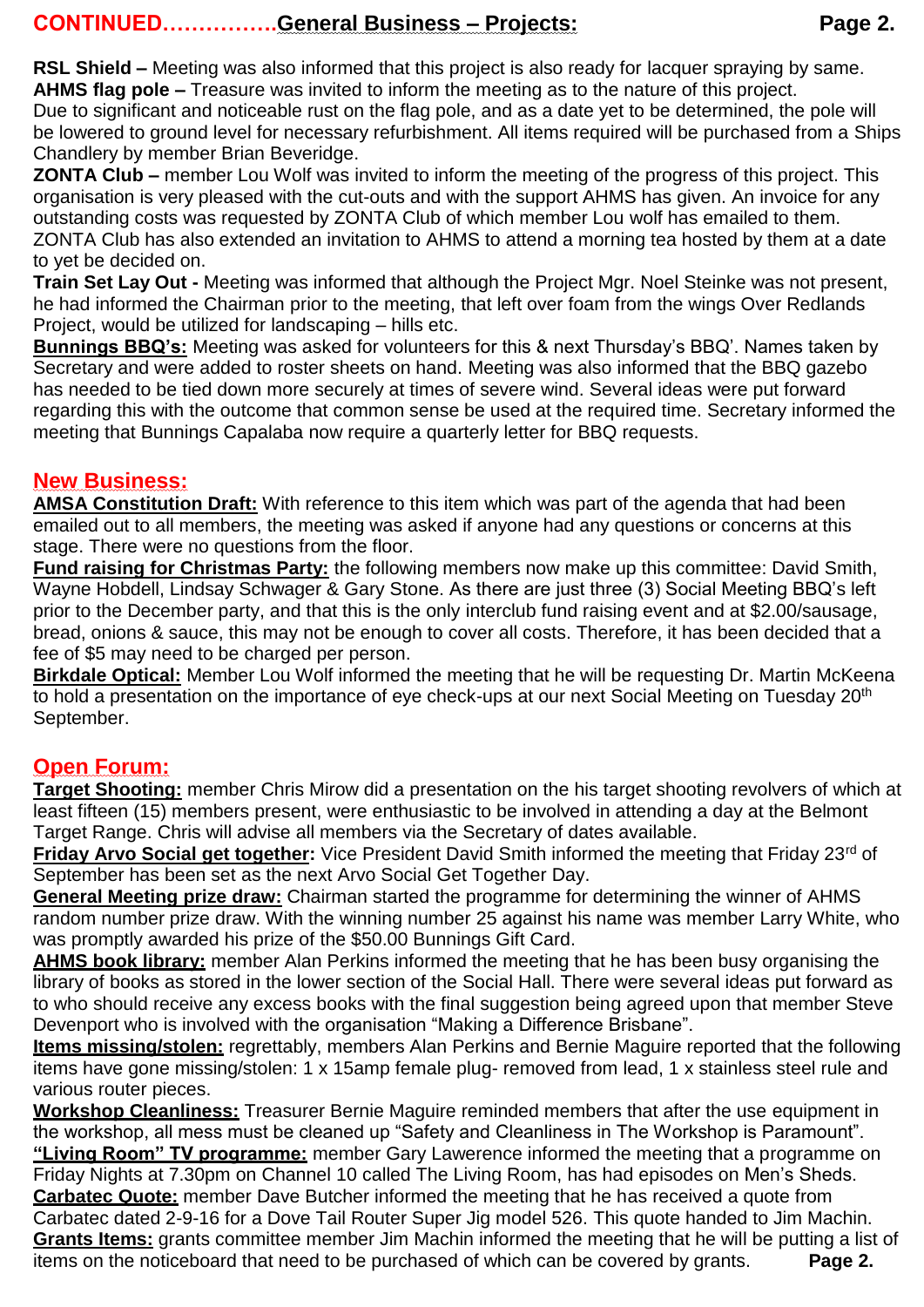## CONTINUED…………….General Business – Projects:

**RSL Shield –** Meeting was also informed that this project is also ready for lacquer spraying by same.
**AHMS flag pole –** Treasure was invited to inform the meeting as to the nature of this project.
Due to significant and noticeable rust on the flag pole, and as a date yet to be determined, the pole will be lowered to ground level for necessary refurbishment. All items required will be purchased from a Ships Chandlery by member Brian Beveridge.
**ZONTA Club –** member Lou Wolf was invited to inform the meeting of the progress of this project. This organisation is very pleased with the cut-outs and with the support AHMS has given. An invoice for any outstanding costs was requested by ZONTA Club of which member Lou wolf has emailed to them. ZONTA Club has also extended an invitation to AHMS to attend a morning tea hosted by them at a date to yet be decided on.
**Train Set Lay Out -** Meeting was informed that although the Project Mgr. Noel Steinke was not present, he had informed the Chairman prior to the meeting, that left over foam from the wings Over Redlands Project, would be utilized for landscaping – hills etc.
**Bunnings BBQ's:** Meeting was asked for volunteers for this & next Thursday's BBQ'. Names taken by Secretary and were added to roster sheets on hand. Meeting was also informed that the BBQ gazebo has needed to be tied down more securely at times of severe wind. Several ideas were put forward regarding this with the outcome that common sense be used at the required time. Secretary informed the meeting that Bunnings Capalaba now require a quarterly letter for BBQ requests.

## New Business:

**AMSA Constitution Draft:** With reference to this item which was part of the agenda that had been emailed out to all members, the meeting was asked if anyone had any questions or concerns at this stage. There were no questions from the floor.
**Fund raising for Christmas Party:** the following members now make up this committee: David Smith, Wayne Hobdell, Lindsay Schwager & Gary Stone. As there are just three (3) Social Meeting BBQ's left prior to the December party, and that this is the only interclub fund raising event and at $2.00/sausage, bread, onions & sauce, this may not be enough to cover all costs. Therefore, it has been decided that a fee of $5 may need to be charged per person.
**Birkdale Optical:** Member Lou Wolf informed the meeting that he will be requesting Dr. Martin McKeena to hold a presentation on the importance of eye check-ups at our next Social Meeting on Tuesday 20th September.

## Open Forum:

**Target Shooting:** member Chris Mirow did a presentation on the his target shooting revolvers of which at least fifteen (15) members present, were enthusiastic to be involved in attending a day at the Belmont Target Range. Chris will advise all members via the Secretary of dates available.
**Friday Arvo Social get together:** Vice President David Smith informed the meeting that Friday 23rd of September has been set as the next Arvo Social Get Together Day.
**General Meeting prize draw:** Chairman started the programme for determining the winner of AHMS random number prize draw. With the winning number 25 against his name was member Larry White, who was promptly awarded his prize of the $50.00 Bunnings Gift Card.
**AHMS book library:** member Alan Perkins informed the meeting that he has been busy organising the library of books as stored in the lower section of the Social Hall. There were several ideas put forward as to who should receive any excess books with the final suggestion being agreed upon that member Steve Devenport who is involved with the organisation "Making a Difference Brisbane".
**Items missing/stolen:** regrettably, members Alan Perkins and Bernie Maguire reported that the following items have gone missing/stolen: 1 x 15amp female plug- removed from lead, 1 x stainless steel rule and various router pieces.
**Workshop Cleanliness:** Treasurer Bernie Maguire reminded members that after the use equipment in the workshop, all mess must be cleaned up "Safety and Cleanliness in The Workshop is Paramount".
**"Living Room" TV programme:** member Gary Lawerence informed the meeting that a programme on Friday Nights at 7.30pm on Channel 10 called The Living Room, has had episodes on Men's Sheds.
**Carbatec Quote:** member Dave Butcher informed the meeting that he has received a quote from Carbatec dated 2-9-16 for a Dove Tail Router Super Jig model 526. This quote handed to Jim Machin.
**Grants Items:** grants committee member Jim Machin informed the meeting that he will be putting a list of items on the noticeboard that need to be purchased of which can be covered by grants.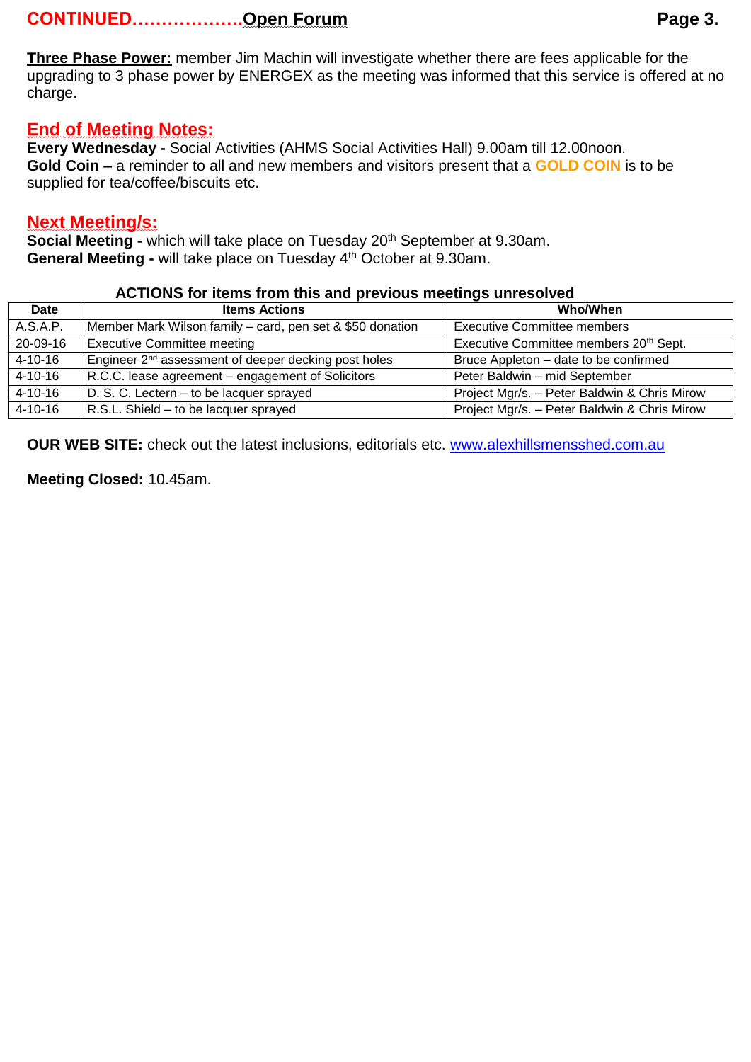## CONTINUED……………….Open Forum

**Three Phase Power:** member Jim Machin will investigate whether there are fees applicable for the upgrading to 3 phase power by ENERGEX as the meeting was informed that this service is offered at no charge.

## End of Meeting Notes:

**Every Wednesday -** Social Activities (AHMS Social Activities Hall) 9.00am till 12.00noon.
**Gold Coin –** a reminder to all and new members and visitors present that a **GOLD COIN** is to be supplied for tea/coffee/biscuits etc.

## Next Meeting/s:

**Social Meeting -** which will take place on Tuesday 20th September at 9.30am.
**General Meeting -** will take place on Tuesday 4th October at 9.30am.

**ACTIONS for items from this and previous meetings unresolved**

| Date | Items Actions | Who/When |
|---|---|---|
| A.S.A.P. | Member Mark Wilson family – card, pen set & $50 donation | Executive Committee members |
| 20-09-16 | Executive Committee meeting | Executive Committee members 20th Sept. |
| 4-10-16 | Engineer 2nd assessment of deeper decking post holes | Bruce Appleton – date to be confirmed |
| 4-10-16 | R.C.C. lease agreement – engagement of Solicitors | Peter Baldwin – mid September |
| 4-10-16 | D. S. C. Lectern – to be lacquer sprayed | Project Mgr/s. – Peter Baldwin & Chris Mirow |
| 4-10-16 | R.S.L. Shield – to be lacquer sprayed | Project Mgr/s. – Peter Baldwin & Chris Mirow |

**OUR WEB SITE:** check out the latest inclusions, editorials etc. www.alexhillsmensshed.com.au

**Meeting Closed:** 10.45am.